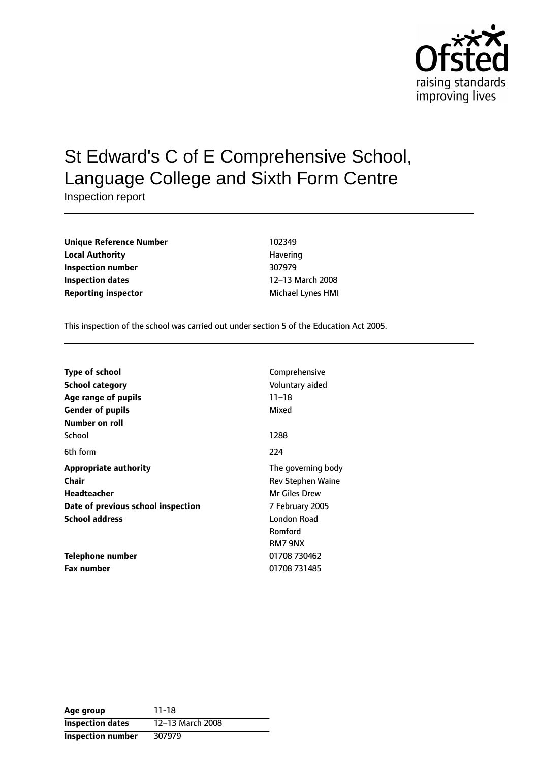# St Edward's C of E Comprehensive School, Language College and Sixth Form Centre

Inspection report

| | |
|---|---|
| **Unique Reference Number** | 102349 |
| **Local Authority** | Havering |
| **Inspection number** | 307979 |
| **Inspection dates** | 12–13 March 2008 |
| **Reporting inspector** | Michael Lynes HMI |

This inspection of the school was carried out under section 5 of the Education Act 2005.

| | |
|---|---|
| **Type of school** | Comprehensive |
| **School category** | Voluntary aided |
| **Age range of pupils** | 11–18 |
| **Gender of pupils** | Mixed |
| **Number on roll** | |
| School | 1288 |
| 6th form | 224 |
| **Appropriate authority** | The governing body |
| **Chair** | Rev Stephen Waine |
| **Headteacher** | Mr Giles Drew |
| **Date of previous school inspection** | 7 February 2005 |
| **School address** | London Road<br>Romford<br>RM7 9NX |
| **Telephone number** | 01708 730462 |
| **Fax number** | 01708 731485 |

| | |
|---|---|
| **Age group** | 11-18 |
| **Inspection dates** | 12–13 March 2008 |
| **Inspection number** | 307979 |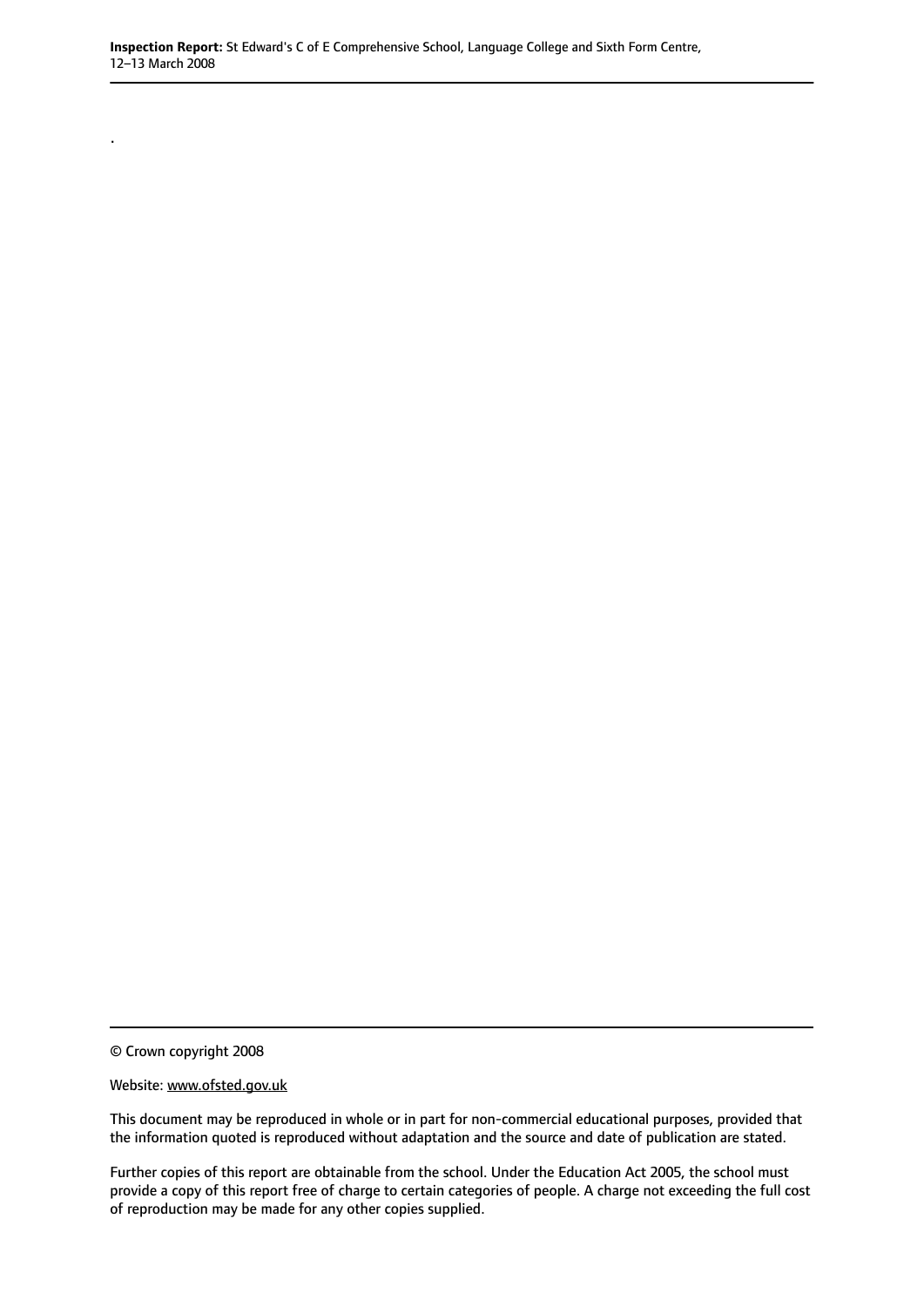.

© Crown copyright 2008

Website: www.ofsted.gov.uk

This document may be reproduced in whole or in part for non-commercial educational purposes, provided that the information quoted is reproduced without adaptation and the source and date of publication are stated.

Further copies of this report are obtainable from the school. Under the Education Act 2005, the school must provide a copy of this report free of charge to certain categories of people. A charge not exceeding the full cost of reproduction may be made for any other copies supplied.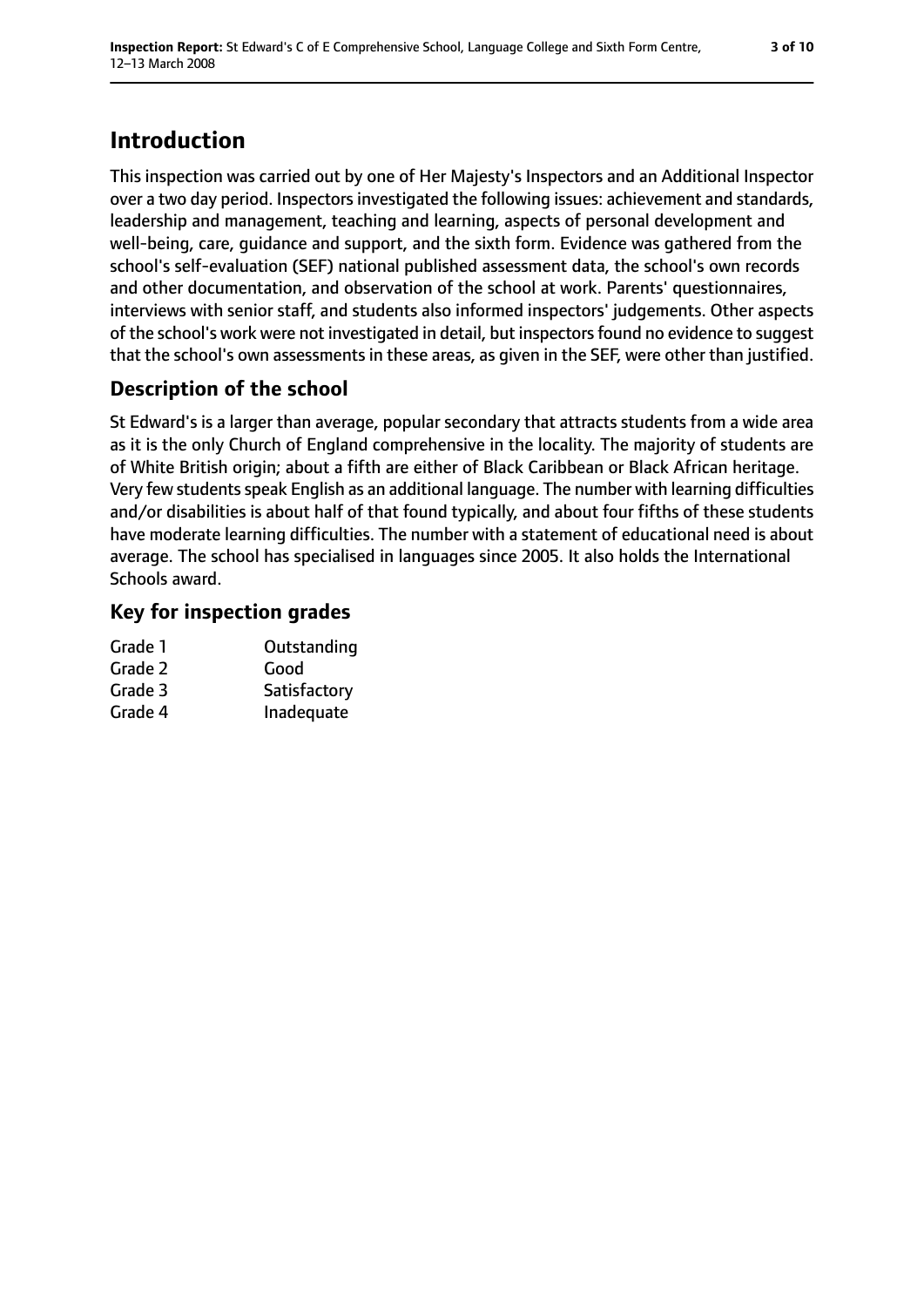# Introduction

This inspection was carried out by one of Her Majesty's Inspectors and an Additional Inspector over a two day period. Inspectors investigated the following issues: achievement and standards, leadership and management, teaching and learning, aspects of personal development and well-being, care, guidance and support, and the sixth form. Evidence was gathered from the school's self-evaluation (SEF) national published assessment data, the school's own records and other documentation, and observation of the school at work. Parents' questionnaires, interviews with senior staff, and students also informed inspectors' judgements. Other aspects of the school's work were not investigated in detail, but inspectors found no evidence to suggest that the school's own assessments in these areas, as given in the SEF, were other than justified.

## Description of the school

St Edward's is a larger than average, popular secondary that attracts students from a wide area as it is the only Church of England comprehensive in the locality. The majority of students are of White British origin; about a fifth are either of Black Caribbean or Black African heritage. Very few students speak English as an additional language. The number with learning difficulties and/or disabilities is about half of that found typically, and about four fifths of these students have moderate learning difficulties. The number with a statement of educational need is about average. The school has specialised in languages since 2005. It also holds the International Schools award.

## Key for inspection grades

| | |
|---|---|
| Grade 1 | Outstanding |
| Grade 2 | Good |
| Grade 3 | Satisfactory |
| Grade 4 | Inadequate |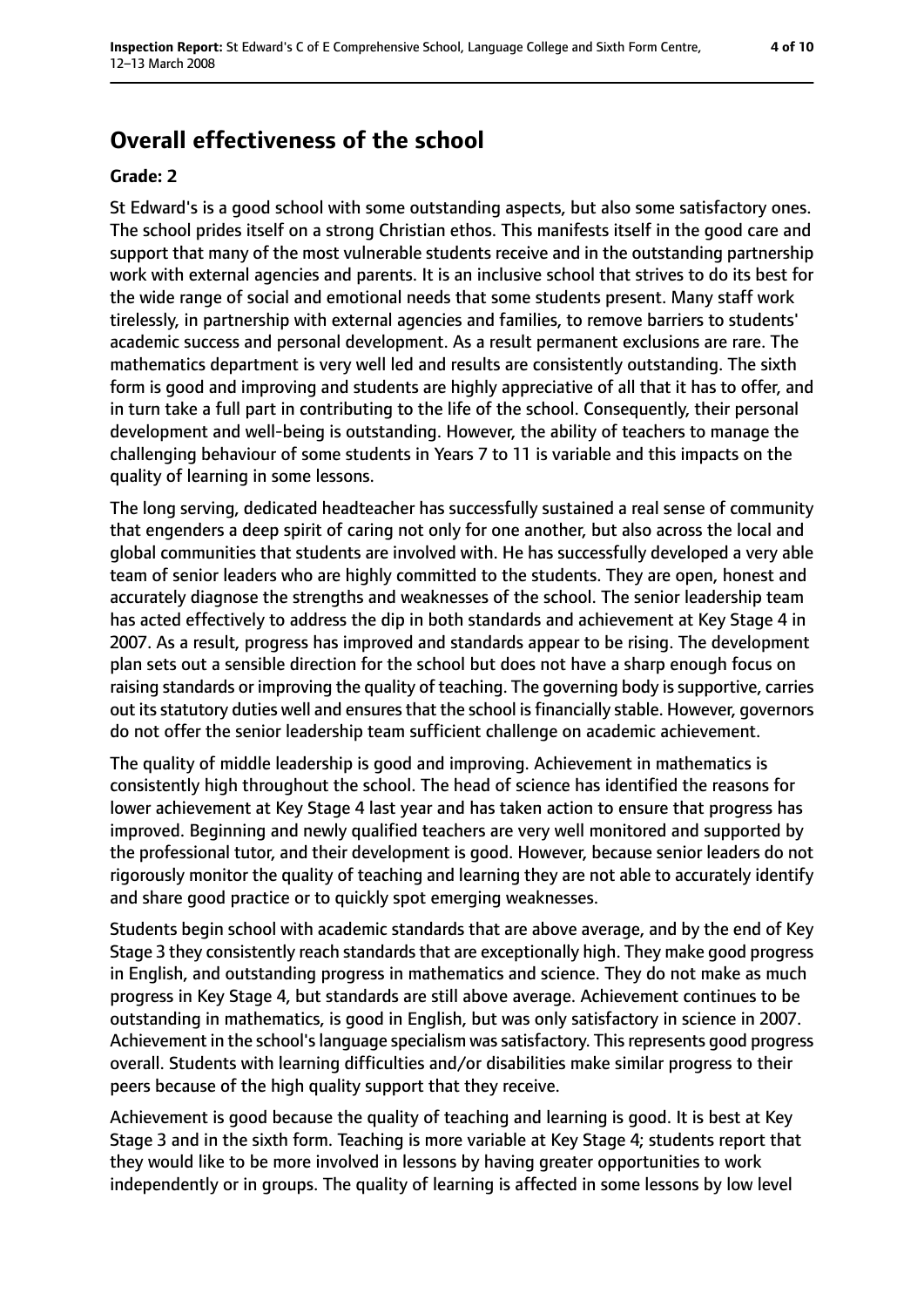## Overall effectiveness of the school

**Grade: 2**

St Edward's is a good school with some outstanding aspects, but also some satisfactory ones. The school prides itself on a strong Christian ethos. This manifests itself in the good care and support that many of the most vulnerable students receive and in the outstanding partnership work with external agencies and parents. It is an inclusive school that strives to do its best for the wide range of social and emotional needs that some students present. Many staff work tirelessly, in partnership with external agencies and families, to remove barriers to students' academic success and personal development. As a result permanent exclusions are rare. The mathematics department is very well led and results are consistently outstanding. The sixth form is good and improving and students are highly appreciative of all that it has to offer, and in turn take a full part in contributing to the life of the school. Consequently, their personal development and well-being is outstanding. However, the ability of teachers to manage the challenging behaviour of some students in Years 7 to 11 is variable and this impacts on the quality of learning in some lessons.

The long serving, dedicated headteacher has successfully sustained a real sense of community that engenders a deep spirit of caring not only for one another, but also across the local and global communities that students are involved with. He has successfully developed a very able team of senior leaders who are highly committed to the students. They are open, honest and accurately diagnose the strengths and weaknesses of the school. The senior leadership team has acted effectively to address the dip in both standards and achievement at Key Stage 4 in 2007. As a result, progress has improved and standards appear to be rising. The development plan sets out a sensible direction for the school but does not have a sharp enough focus on raising standards or improving the quality of teaching. The governing body is supportive, carries out its statutory duties well and ensures that the school is financially stable. However, governors do not offer the senior leadership team sufficient challenge on academic achievement.

The quality of middle leadership is good and improving. Achievement in mathematics is consistently high throughout the school. The head of science has identified the reasons for lower achievement at Key Stage 4 last year and has taken action to ensure that progress has improved. Beginning and newly qualified teachers are very well monitored and supported by the professional tutor, and their development is good. However, because senior leaders do not rigorously monitor the quality of teaching and learning they are not able to accurately identify and share good practice or to quickly spot emerging weaknesses.

Students begin school with academic standards that are above average, and by the end of Key Stage 3 they consistently reach standards that are exceptionally high. They make good progress in English, and outstanding progress in mathematics and science. They do not make as much progress in Key Stage 4, but standards are still above average. Achievement continues to be outstanding in mathematics, is good in English, but was only satisfactory in science in 2007. Achievement in the school's language specialism was satisfactory. This represents good progress overall. Students with learning difficulties and/or disabilities make similar progress to their peers because of the high quality support that they receive.

Achievement is good because the quality of teaching and learning is good. It is best at Key Stage 3 and in the sixth form. Teaching is more variable at Key Stage 4; students report that they would like to be more involved in lessons by having greater opportunities to work independently or in groups. The quality of learning is affected in some lessons by low level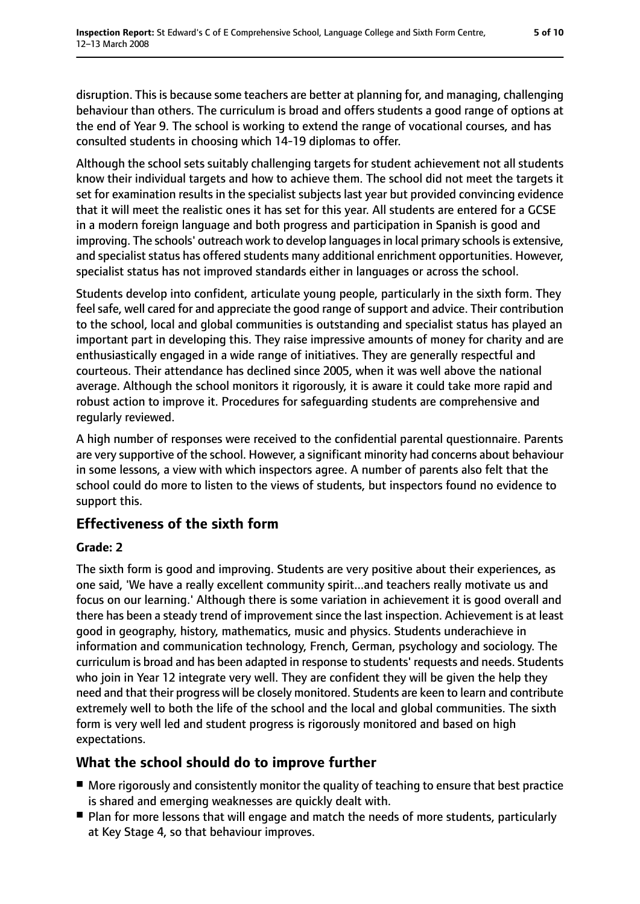disruption. This is because some teachers are better at planning for, and managing, challenging behaviour than others. The curriculum is broad and offers students a good range of options at the end of Year 9. The school is working to extend the range of vocational courses, and has consulted students in choosing which 14-19 diplomas to offer.

Although the school sets suitably challenging targets for student achievement not all students know their individual targets and how to achieve them. The school did not meet the targets it set for examination results in the specialist subjects last year but provided convincing evidence that it will meet the realistic ones it has set for this year. All students are entered for a GCSE in a modern foreign language and both progress and participation in Spanish is good and improving. The schools' outreach work to develop languages in local primary schools is extensive, and specialist status has offered students many additional enrichment opportunities. However, specialist status has not improved standards either in languages or across the school.

Students develop into confident, articulate young people, particularly in the sixth form. They feel safe, well cared for and appreciate the good range of support and advice. Their contribution to the school, local and global communities is outstanding and specialist status has played an important part in developing this. They raise impressive amounts of money for charity and are enthusiastically engaged in a wide range of initiatives. They are generally respectful and courteous. Their attendance has declined since 2005, when it was well above the national average. Although the school monitors it rigorously, it is aware it could take more rapid and robust action to improve it. Procedures for safeguarding students are comprehensive and regularly reviewed.

A high number of responses were received to the confidential parental questionnaire. Parents are very supportive of the school. However, a significant minority had concerns about behaviour in some lessons, a view with which inspectors agree. A number of parents also felt that the school could do more to listen to the views of students, but inspectors found no evidence to support this.

## Effectiveness of the sixth form

### Grade: 2

The sixth form is good and improving. Students are very positive about their experiences, as one said, 'We have a really excellent community spirit...and teachers really motivate us and focus on our learning.' Although there is some variation in achievement it is good overall and there has been a steady trend of improvement since the last inspection. Achievement is at least good in geography, history, mathematics, music and physics. Students underachieve in information and communication technology, French, German, psychology and sociology. The curriculum is broad and has been adapted in response to students' requests and needs. Students who join in Year 12 integrate very well. They are confident they will be given the help they need and that their progress will be closely monitored. Students are keen to learn and contribute extremely well to both the life of the school and the local and global communities. The sixth form is very well led and student progress is rigorously monitored and based on high expectations.

## What the school should do to improve further

- More rigorously and consistently monitor the quality of teaching to ensure that best practice is shared and emerging weaknesses are quickly dealt with.
- Plan for more lessons that will engage and match the needs of more students, particularly at Key Stage 4, so that behaviour improves.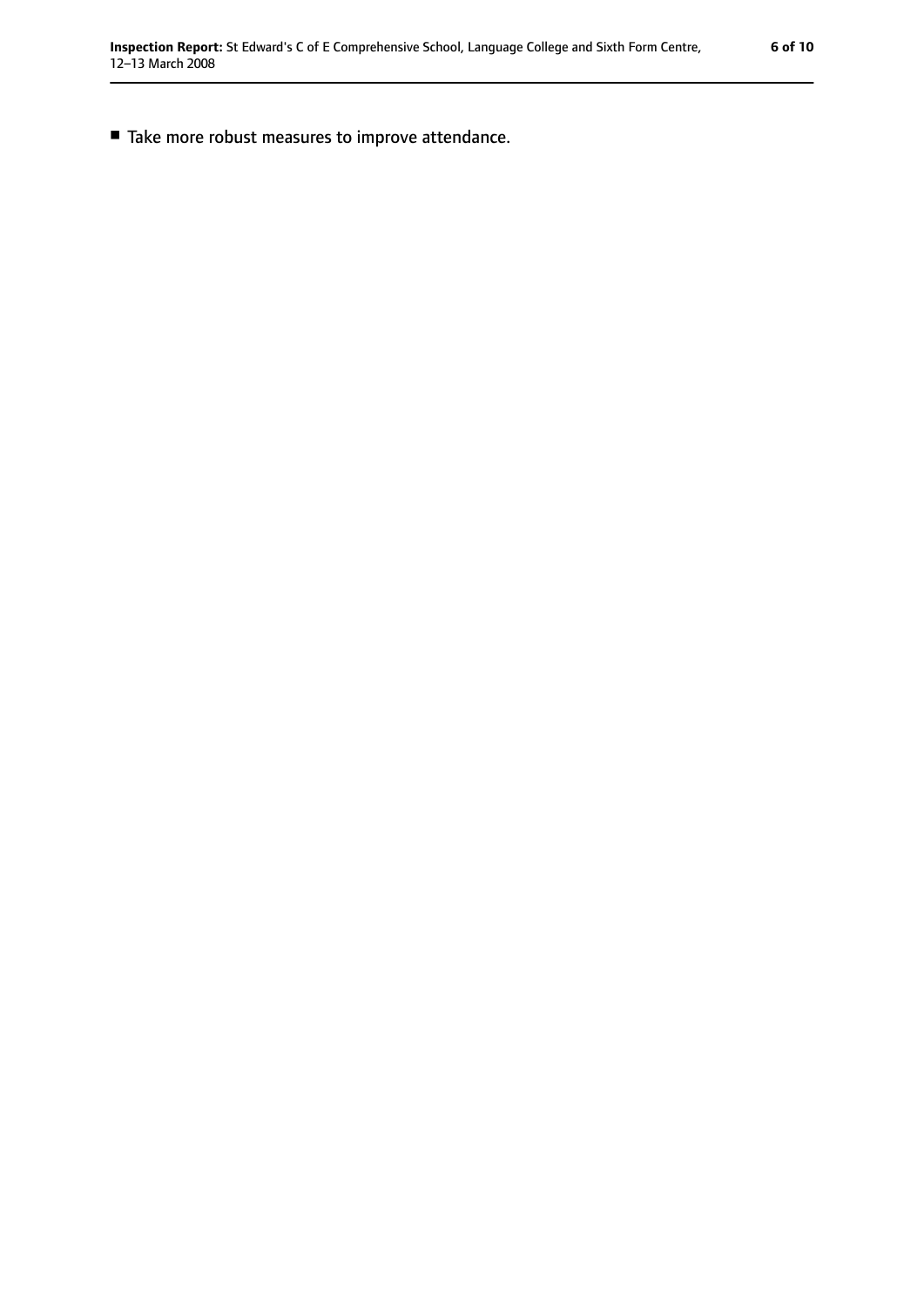- Take more robust measures to improve attendance.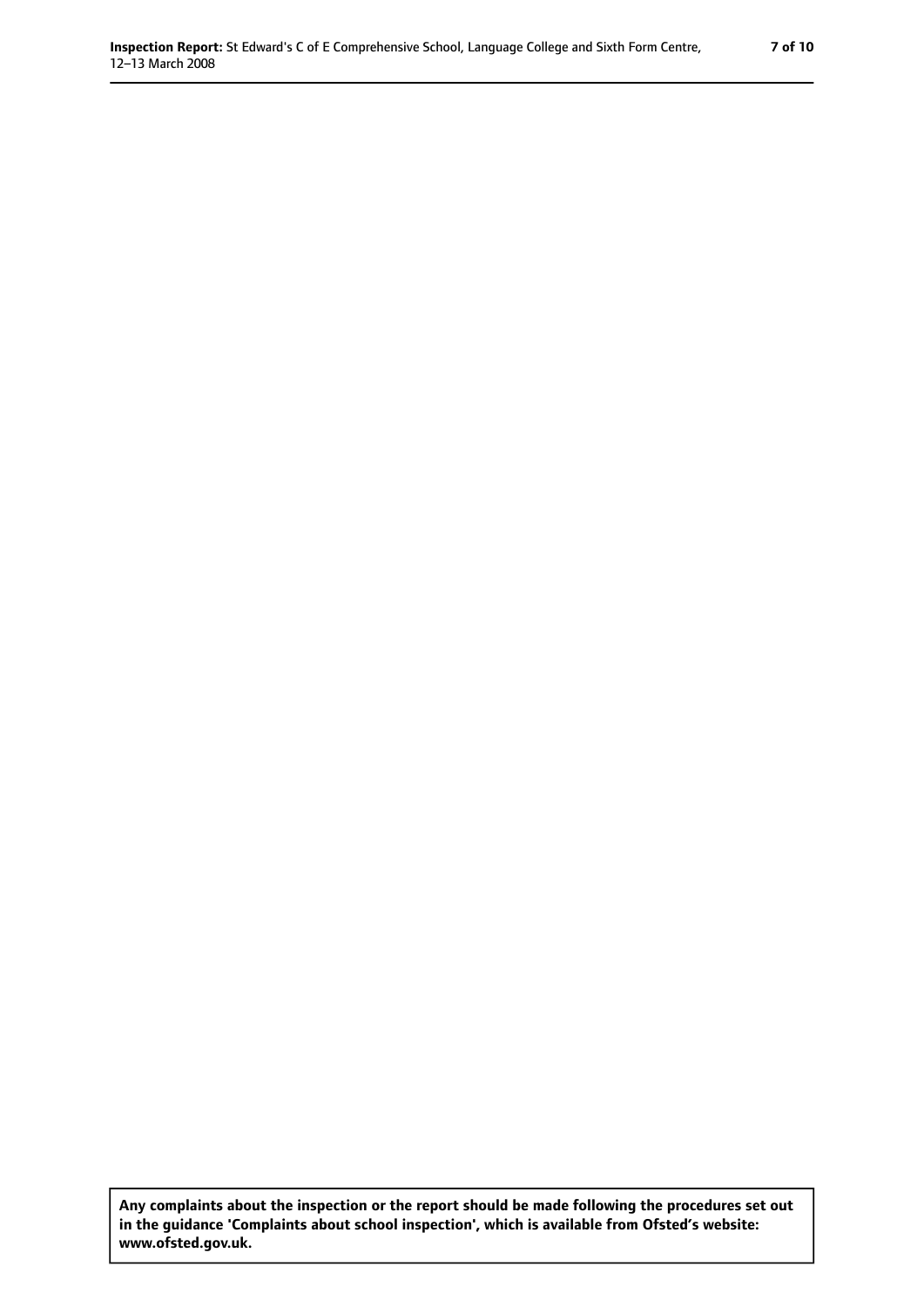**Any complaints about the inspection or the report should be made following the procedures set out in the guidance 'Complaints about school inspection', which is available from Ofsted's website: www.ofsted.gov.uk.**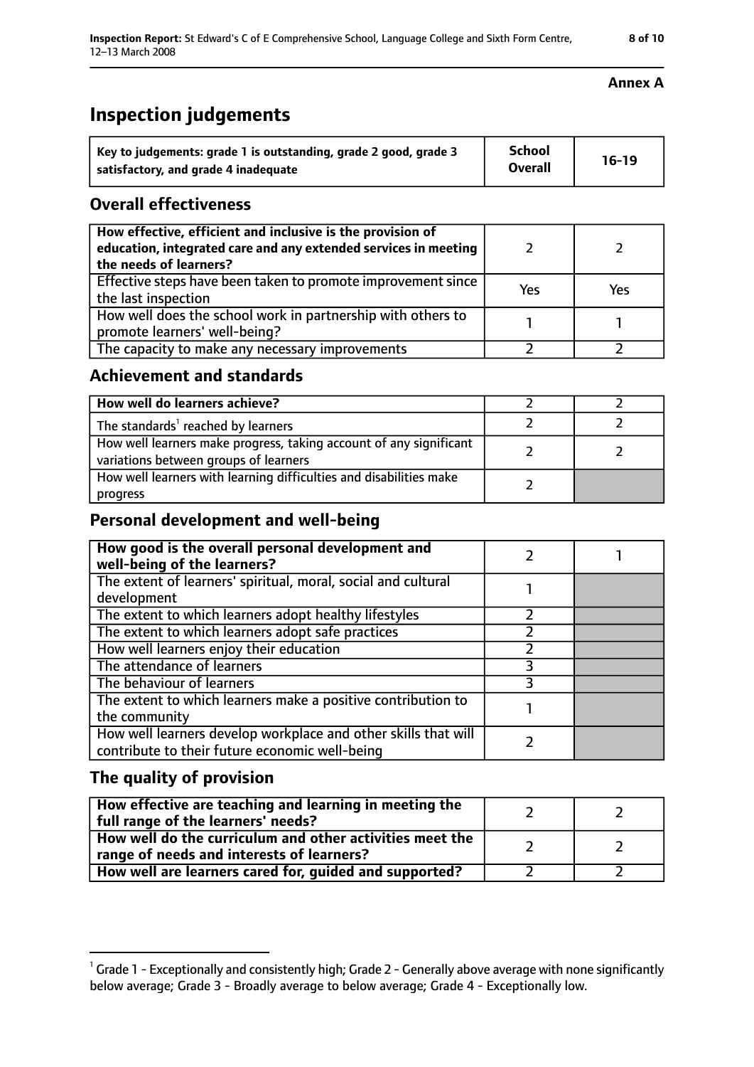**Annex A**

# Inspection judgements

| Key to judgements: grade 1 is outstanding, grade 2 good, grade 3 satisfactory, and grade 4 inadequate | School Overall | 16-19 |
|---|---|---|

## Overall effectiveness

| | | |
|---|---|---|
| How effective, efficient and inclusive is the provision of education, integrated care and any extended services in meeting the needs of learners? | 2 | 2 |
| Effective steps have been taken to promote improvement since the last inspection | Yes | Yes |
| How well does the school work in partnership with others to promote learners' well-being? | 1 | 1 |
| The capacity to make any necessary improvements | 2 | 2 |

## Achievement and standards

| | | |
|---|---|---|
| **How well do learners achieve?** | 2 | 2 |
| The standards[1] reached by learners | 2 | 2 |
| How well learners make progress, taking account of any significant variations between groups of learners | 2 | 2 |
| How well learners with learning difficulties and disabilities make progress | 2 | |

## Personal development and well-being

| | | |
|---|---|---|
| **How good is the overall personal development and well-being of the learners?** | 2 | 1 |
| The extent of learners' spiritual, moral, social and cultural development | 1 | |
| The extent to which learners adopt healthy lifestyles | 2 | |
| The extent to which learners adopt safe practices | 2 | |
| How well learners enjoy their education | 2 | |
| The attendance of learners | 3 | |
| The behaviour of learners | 3 | |
| The extent to which learners make a positive contribution to the community | 1 | |
| How well learners develop workplace and other skills that will contribute to their future economic well-being | 2 | |

## The quality of provision

| | | |
|---|---|---|
| **How effective are teaching and learning in meeting the full range of the learners' needs?** | 2 | 2 |
| **How well do the curriculum and other activities meet the range of needs and interests of learners?** | 2 | 2 |
| **How well are learners cared for, guided and supported?** | 2 | 2 |

[1] Grade 1 - Exceptionally and consistently high; Grade 2 - Generally above average with none significantly below average; Grade 3 - Broadly average to below average; Grade 4 - Exceptionally low.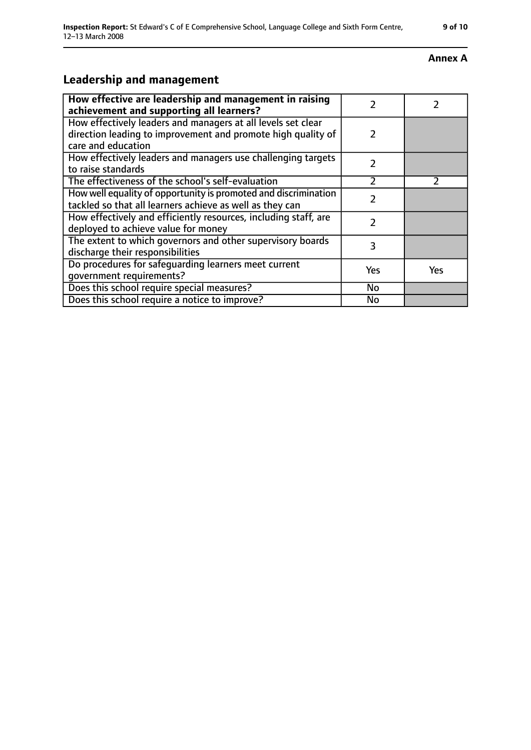**Annex A**

## Leadership and management

| **How effective are leadership and management in raising achievement and supporting all learners?** | 2 | 2 |
|---|---|---|
| How effectively leaders and managers at all levels set clear direction leading to improvement and promote high quality of care and education | 2 | |
| How effectively leaders and managers use challenging targets to raise standards | 2 | |
| The effectiveness of the school's self-evaluation | 2 | 2 |
| How well equality of opportunity is promoted and discrimination tackled so that all learners achieve as well as they can | 2 | |
| How effectively and efficiently resources, including staff, are deployed to achieve value for money | 2 | |
| The extent to which governors and other supervisory boards discharge their responsibilities | 3 | |
| Do procedures for safeguarding learners meet current government requirements? | Yes | Yes |
| Does this school require special measures? | No | |
| Does this school require a notice to improve? | No | |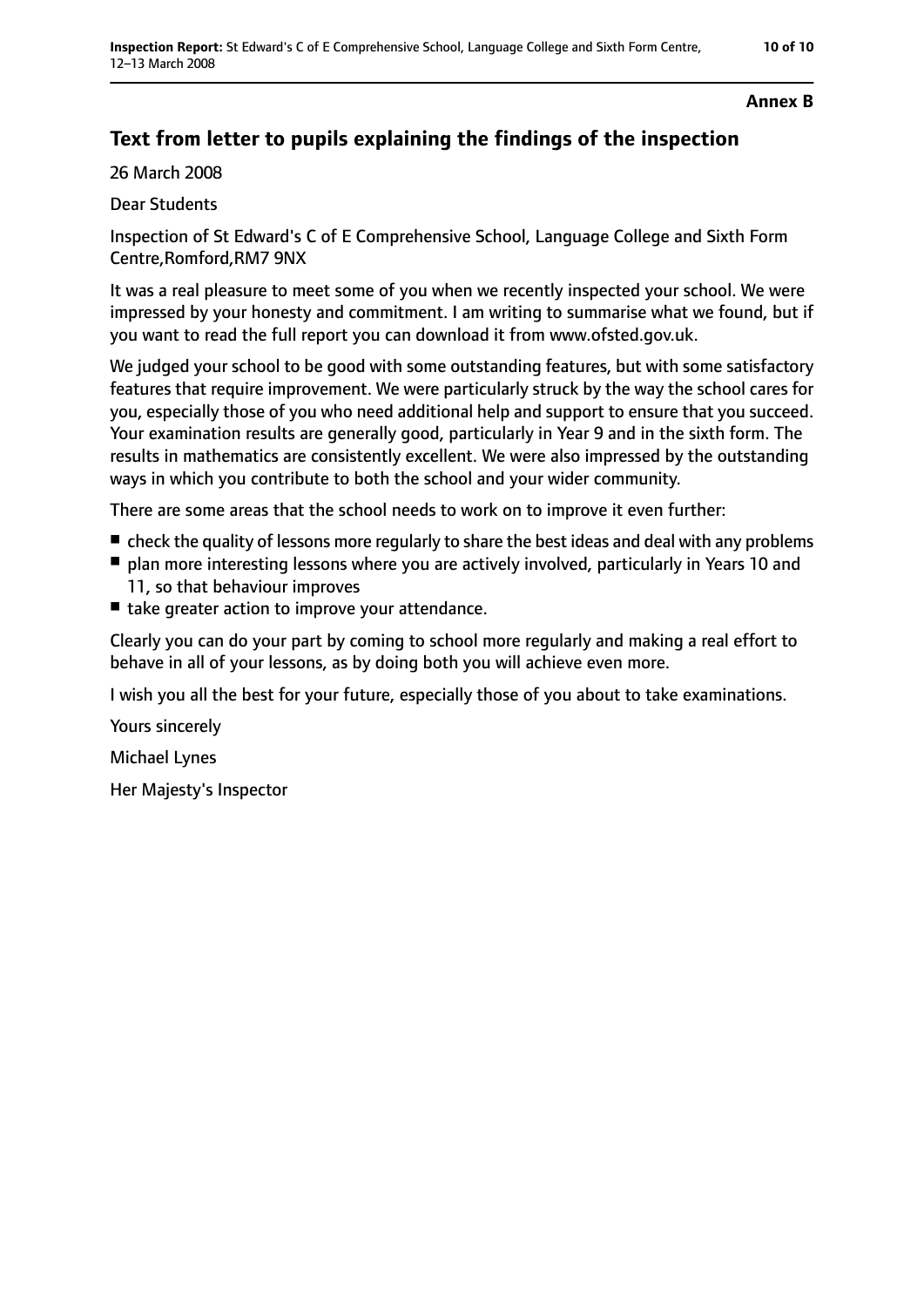**Annex B**

## Text from letter to pupils explaining the findings of the inspection

26 March 2008

Dear Students

Inspection of St Edward's C of E Comprehensive School, Language College and Sixth Form Centre,Romford,RM7 9NX

It was a real pleasure to meet some of you when we recently inspected your school. We were impressed by your honesty and commitment. I am writing to summarise what we found, but if you want to read the full report you can download it from www.ofsted.gov.uk.

We judged your school to be good with some outstanding features, but with some satisfactory features that require improvement. We were particularly struck by the way the school cares for you, especially those of you who need additional help and support to ensure that you succeed. Your examination results are generally good, particularly in Year 9 and in the sixth form. The results in mathematics are consistently excellent. We were also impressed by the outstanding ways in which you contribute to both the school and your wider community.

There are some areas that the school needs to work on to improve it even further:

- check the quality of lessons more regularly to share the best ideas and deal with any problems
- plan more interesting lessons where you are actively involved, particularly in Years 10 and 11, so that behaviour improves
- take greater action to improve your attendance.

Clearly you can do your part by coming to school more regularly and making a real effort to behave in all of your lessons, as by doing both you will achieve even more.

I wish you all the best for your future, especially those of you about to take examinations.

Yours sincerely

Michael Lynes

Her Majesty's Inspector